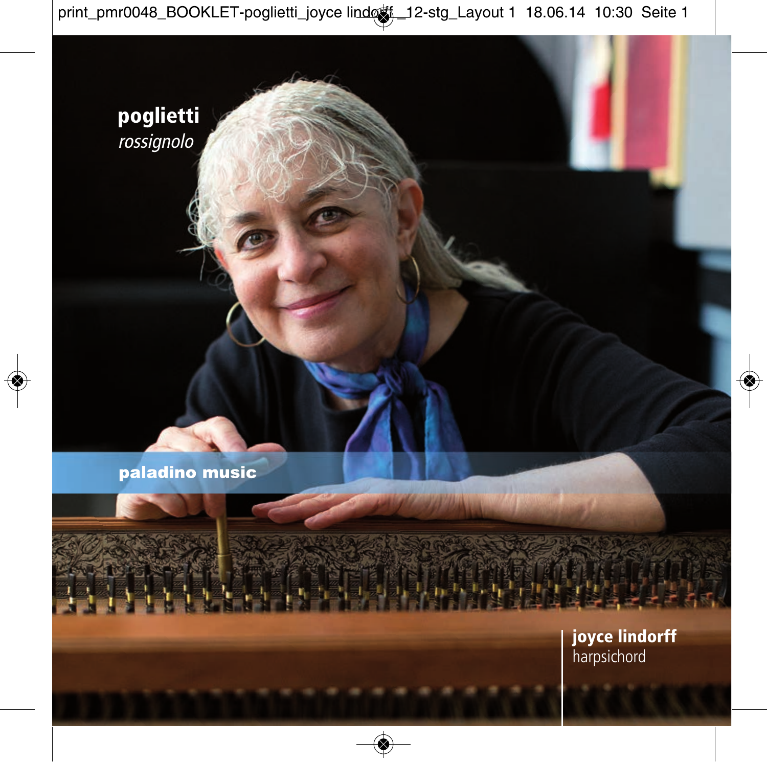**poglietti**

*rossignolo*

**paladino music**

**joyce lindorff**

harpsichord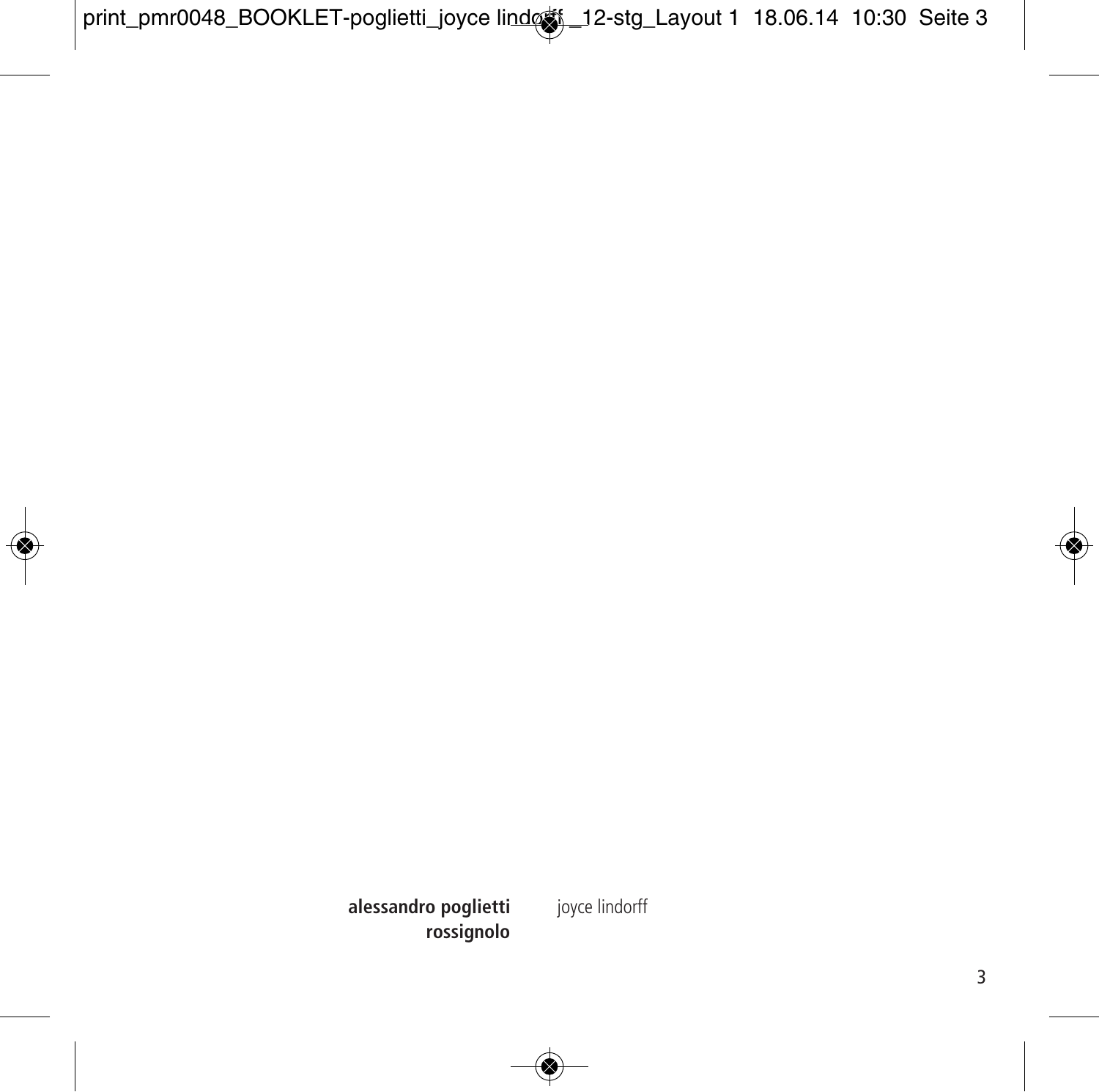**alessandro poglietti**
**rossignolo**

joyce lindorff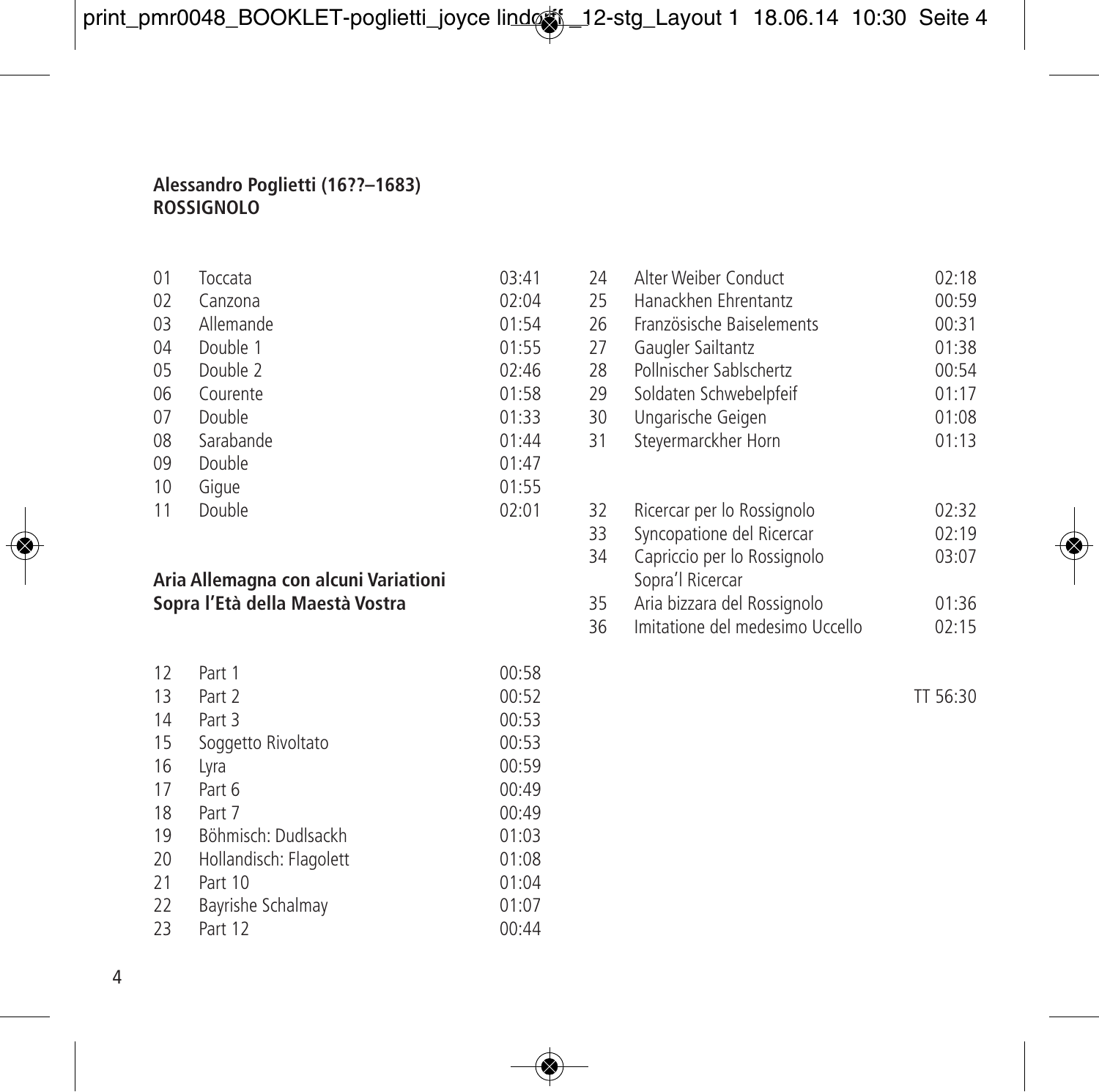**Alessandro Poglietti (16??–1683)**
**ROSSIGNOLO**

| | | |
|---|---|---|
| 01 | Toccata | 03:41 |
| 02 | Canzona | 02:04 |
| 03 | Allemande | 01:54 |
| 04 | Double 1 | 01:55 |
| 05 | Double 2 | 02:46 |
| 06 | Courente | 01:58 |
| 07 | Double | 01:33 |
| 08 | Sarabande | 01:44 |
| 09 | Double | 01:47 |
| 10 | Gigue | 01:55 |
| 11 | Double | 02:01 |

**Aria Allemagna con alcuni Variationi**
**Sopra l'Età della Maestà Vostra**

| | | |
|---|---|---|
| 12 | Part 1 | 00:58 |
| 13 | Part 2 | 00:52 |
| 14 | Part 3 | 00:53 |
| 15 | Soggetto Rivoltato | 00:53 |
| 16 | Lyra | 00:59 |
| 17 | Part 6 | 00:49 |
| 18 | Part 7 | 00:49 |
| 19 | Böhmisch: Dudlsackh | 01:03 |
| 20 | Hollandisch: Flagolett | 01:08 |
| 21 | Part 10 | 01:04 |
| 22 | Bayrishe Schalmay | 01:07 |
| 23 | Part 12 | 00:44 |
| 24 | Alter Weiber Conduct | 02:18 |
| 25 | Hanackhen Ehrentantz | 00:59 |
| 26 | Französische Baiselements | 00:31 |
| 27 | Gaugler Sailtantz | 01:38 |
| 28 | Pollnischer Sablschertz | 00:54 |
| 29 | Soldaten Schwebelpfeif | 01:17 |
| 30 | Ungarische Geigen | 01:08 |
| 31 | Steyermarckher Horn | 01:13 |

| | | |
|---|---|---|
| 32 | Ricercar per lo Rossignolo | 02:32 |
| 33 | Syncopatione del Ricercar | 02:19 |
| 34 | Capriccio per lo Rossignolo Sopra'l Ricercar | 03:07 |
| 35 | Aria bizzara del Rossignolo | 01:36 |
| 36 | Imitatione del medesimo Uccello | 02:15 |

TT 56:30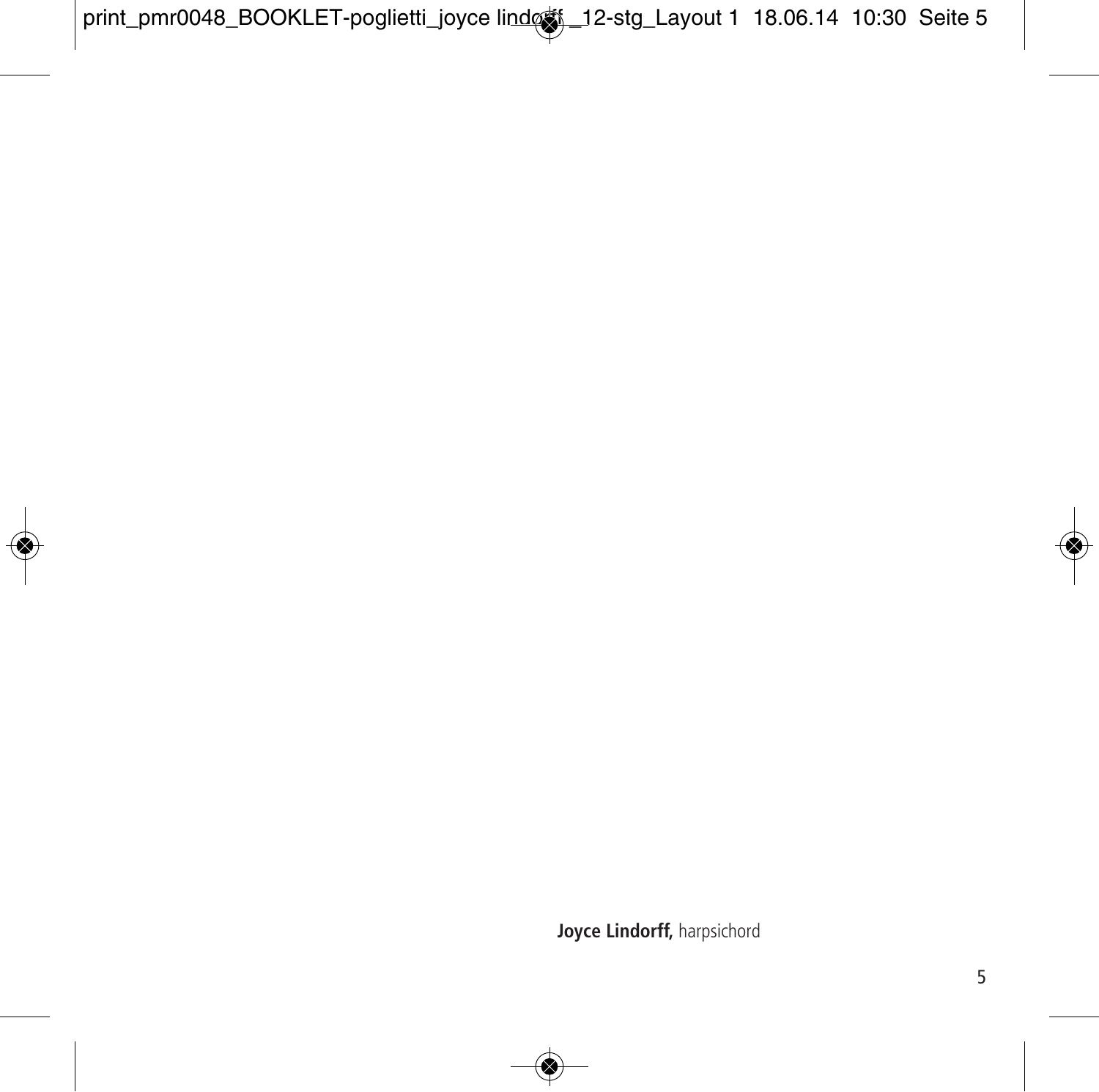**Joyce Lindorff,** harpsichord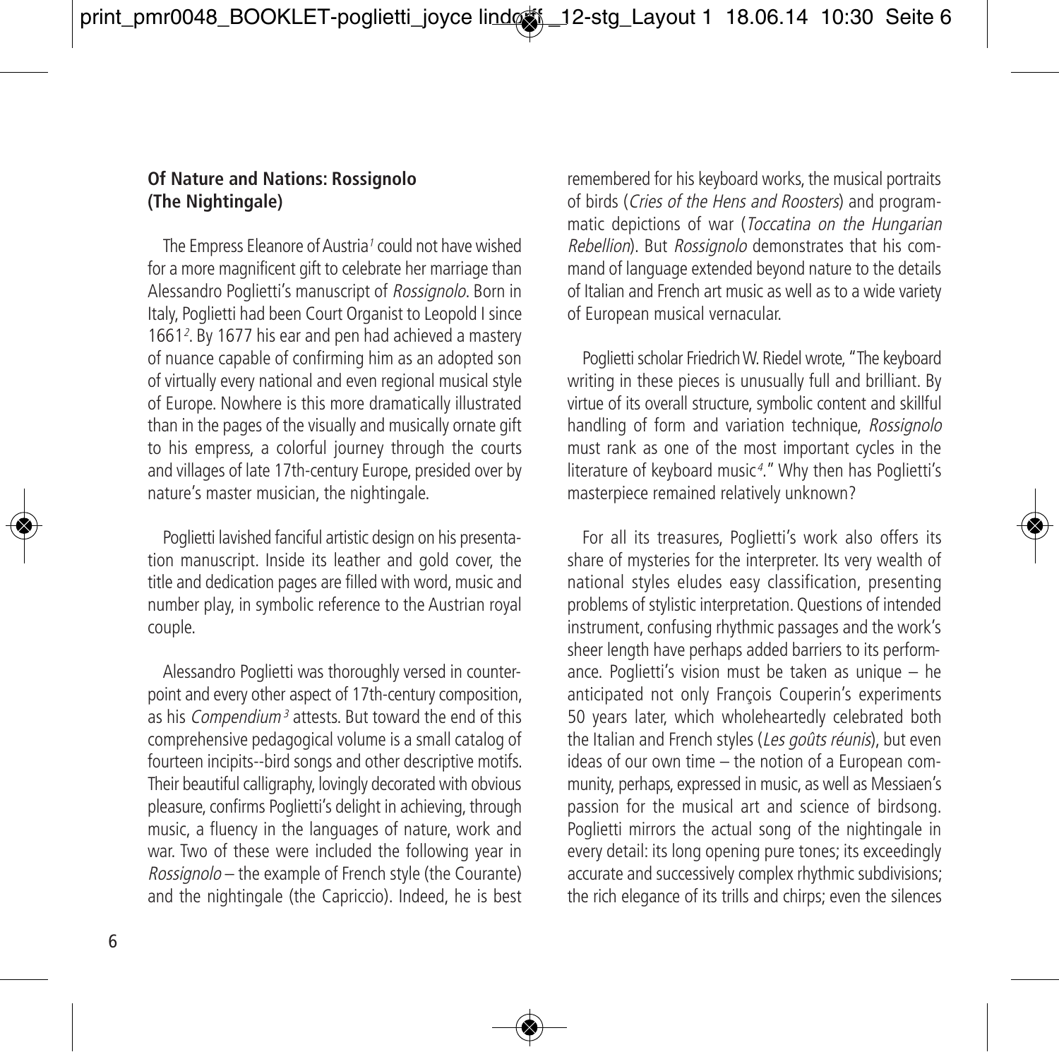**Of Nature and Nations: Rossignolo (The Nightingale)**

The Empress Eleanore of Austria[1] could not have wished for a more magnificent gift to celebrate her marriage than Alessandro Poglietti's manuscript of *Rossignolo*. Born in Italy, Poglietti had been Court Organist to Leopold I since 1661[2]. By 1677 his ear and pen had achieved a mastery of nuance capable of confirming him as an adopted son of virtually every national and even regional musical style of Europe. Nowhere is this more dramatically illustrated than in the pages of the visually and musically ornate gift to his empress, a colorful journey through the courts and villages of late 17th-century Europe, presided over by nature's master musician, the nightingale.

Poglietti lavished fanciful artistic design on his presentation manuscript. Inside its leather and gold cover, the title and dedication pages are filled with word, music and number play, in symbolic reference to the Austrian royal couple.

Alessandro Poglietti was thoroughly versed in counterpoint and every other aspect of 17th-century composition, as his *Compendium*[3] attests. But toward the end of this comprehensive pedagogical volume is a small catalog of fourteen incipits--bird songs and other descriptive motifs. Their beautiful calligraphy, lovingly decorated with obvious pleasure, confirms Poglietti's delight in achieving, through music, a fluency in the languages of nature, work and war. Two of these were included the following year in *Rossignolo* – the example of French style (the Courante) and the nightingale (the Capriccio). Indeed, he is best remembered for his keyboard works, the musical portraits of birds (*Cries of the Hens and Roosters*) and programmatic depictions of war (*Toccatina on the Hungarian Rebellion*). But *Rossignolo* demonstrates that his command of language extended beyond nature to the details of Italian and French art music as well as to a wide variety of European musical vernacular.

Poglietti scholar Friedrich W. Riedel wrote, "The keyboard writing in these pieces is unusually full and brilliant. By virtue of its overall structure, symbolic content and skillful handling of form and variation technique, *Rossignolo* must rank as one of the most important cycles in the literature of keyboard music[4]." Why then has Poglietti's masterpiece remained relatively unknown?

For all its treasures, Poglietti's work also offers its share of mysteries for the interpreter. Its very wealth of national styles eludes easy classification, presenting problems of stylistic interpretation. Questions of intended instrument, confusing rhythmic passages and the work's sheer length have perhaps added barriers to its performance. Poglietti's vision must be taken as unique – he anticipated not only François Couperin's experiments 50 years later, which wholeheartedly celebrated both the Italian and French styles (*Les goûts réunis*), but even ideas of our own time – the notion of a European community, perhaps, expressed in music, as well as Messiaen's passion for the musical art and science of birdsong. Poglietti mirrors the actual song of the nightingale in every detail: its long opening pure tones; its exceedingly accurate and successively complex rhythmic subdivisions; the rich elegance of its trills and chirps; even the silences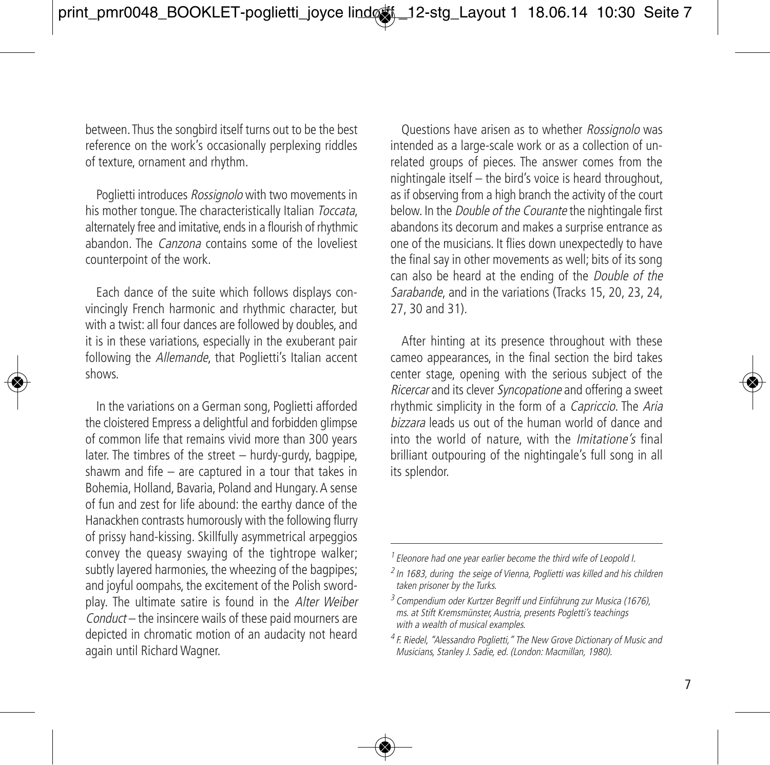between. Thus the songbird itself turns out to be the best reference on the work's occasionally perplexing riddles of texture, ornament and rhythm.

Poglietti introduces *Rossignolo* with two movements in his mother tongue. The characteristically Italian *Toccata*, alternately free and imitative, ends in a flourish of rhythmic abandon. The *Canzona* contains some of the loveliest counterpoint of the work.

Each dance of the suite which follows displays convincingly French harmonic and rhythmic character, but with a twist: all four dances are followed by doubles, and it is in these variations, especially in the exuberant pair following the *Allemande*, that Poglietti's Italian accent shows.

In the variations on a German song, Poglietti afforded the cloistered Empress a delightful and forbidden glimpse of common life that remains vivid more than 300 years later. The timbres of the street – hurdy-gurdy, bagpipe, shawm and fife – are captured in a tour that takes in Bohemia, Holland, Bavaria, Poland and Hungary. A sense of fun and zest for life abound: the earthy dance of the Hanackhen contrasts humorously with the following flurry of prissy hand-kissing. Skillfully asymmetrical arpeggios convey the queasy swaying of the tightrope walker; subtly layered harmonies, the wheezing of the bagpipes; and joyful oompahs, the excitement of the Polish sword-play. The ultimate satire is found in the *Alter Weiber Conduct* – the insincere wails of these paid mourners are depicted in chromatic motion of an audacity not heard again until Richard Wagner.

Questions have arisen as to whether *Rossignolo* was intended as a large-scale work or as a collection of unrelated groups of pieces. The answer comes from the nightingale itself – the bird's voice is heard throughout, as if observing from a high branch the activity of the court below. In the *Double of the Courante* the nightingale first abandons its decorum and makes a surprise entrance as one of the musicians. It flies down unexpectedly to have the final say in other movements as well; bits of its song can also be heard at the ending of the *Double of the Sarabande*, and in the variations (Tracks 15, 20, 23, 24, 27, 30 and 31).

After hinting at its presence throughout with these cameo appearances, in the final section the bird takes center stage, opening with the serious subject of the *Ricercar* and its clever *Syncopatione* and offering a sweet rhythmic simplicity in the form of a *Capriccio*. The *Aria bizzara* leads us out of the human world of dance and into the world of nature, with the *Imitatione's* final brilliant outpouring of the nightingale's full song in all its splendor.

---

[1] *Eleonore had one year earlier become the third wife of Leopold I.*

[2] *In 1683, during the seige of Vienna, Poglietti was killed and his children taken prisoner by the Turks.*

[3] *Compendium oder Kurtzer Begriff und Einführung zur Musica (1676), ms. at Stift Kremsmünster, Austria, presents Pogletti's teachings with a wealth of musical examples.*

[4] *F. Riedel, "Alessandro Poglietti," The New Grove Dictionary of Music and Musicians, Stanley J. Sadie, ed. (London: Macmillan, 1980).*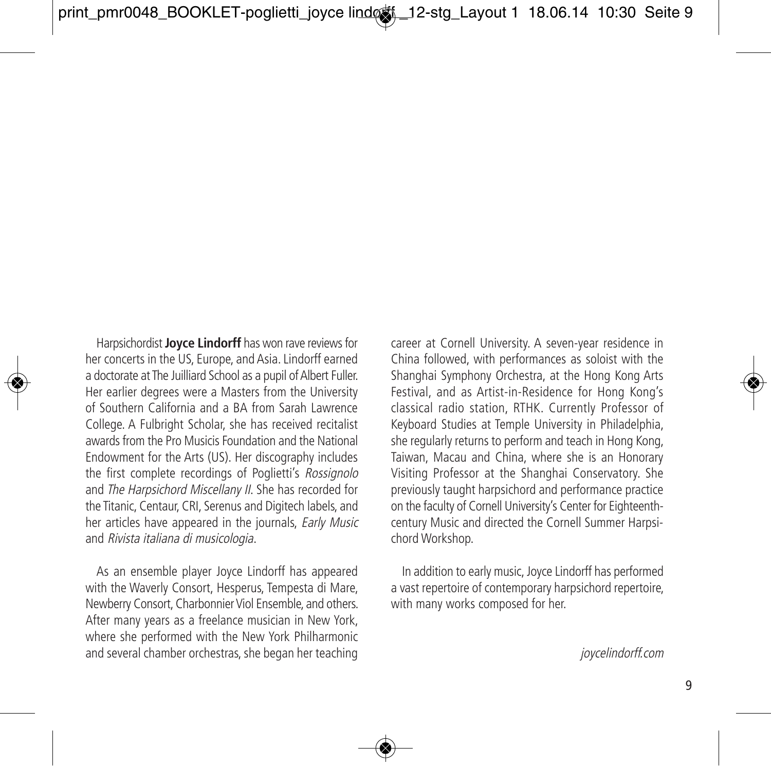Harpsichordist **Joyce Lindorff** has won rave reviews for her concerts in the US, Europe, and Asia. Lindorff earned a doctorate at The Juilliard School as a pupil of Albert Fuller. Her earlier degrees were a Masters from the University of Southern California and a BA from Sarah Lawrence College. A Fulbright Scholar, she has received recitalist awards from the Pro Musicis Foundation and the National Endowment for the Arts (US). Her discography includes the first complete recordings of Poglietti's *Rossignolo* and *The Harpsichord Miscellany II*. She has recorded for the Titanic, Centaur, CRI, Serenus and Digitech labels, and her articles have appeared in the journals, *Early Music* and *Rivista italiana di musicologia*.

As an ensemble player Joyce Lindorff has appeared with the Waverly Consort, Hesperus, Tempesta di Mare, Newberry Consort, Charbonnier Viol Ensemble, and others. After many years as a freelance musician in New York, where she performed with the New York Philharmonic and several chamber orchestras, she began her teaching career at Cornell University. A seven-year residence in China followed, with performances as soloist with the Shanghai Symphony Orchestra, at the Hong Kong Arts Festival, and as Artist-in-Residence for Hong Kong's classical radio station, RTHK. Currently Professor of Keyboard Studies at Temple University in Philadelphia, she regularly returns to perform and teach in Hong Kong, Taiwan, Macau and China, where she is an Honorary Visiting Professor at the Shanghai Conservatory. She previously taught harpsichord and performance practice on the faculty of Cornell University's Center for Eighteenth-century Music and directed the Cornell Summer Harpsichord Workshop.

In addition to early music, Joyce Lindorff has performed a vast repertoire of contemporary harpsichord repertoire, with many works composed for her.

*joycelindorff.com*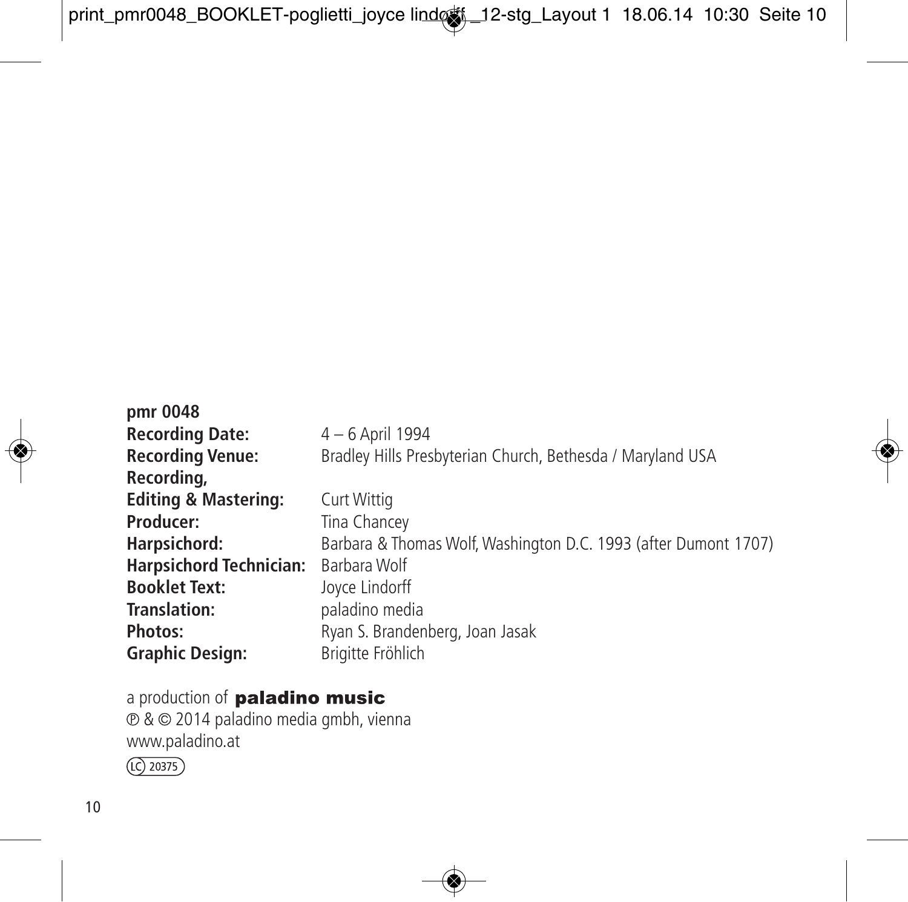**pmr 0048**

| | |
|---|---|
| **Recording Date:** | 4 – 6 April 1994 |
| **Recording Venue:** | Bradley Hills Presbyterian Church, Bethesda / Maryland USA |
| **Recording, Editing & Mastering:** | Curt Wittig |
| **Producer:** | Tina Chancey |
| **Harpsichord:** | Barbara & Thomas Wolf, Washington D.C. 1993 (after Dumont 1707) |
| **Harpsichord Technician:** | Barbara Wolf |
| **Booklet Text:** | Joyce Lindorff |
| **Translation:** | paladino media |
| **Photos:** | Ryan S. Brandenberg, Joan Jasak |
| **Graphic Design:** | Brigitte Fröhlich |

a production of **paladino music**
℗ & © 2014 paladino media gmbh, vienna
www.paladino.at
LC 20375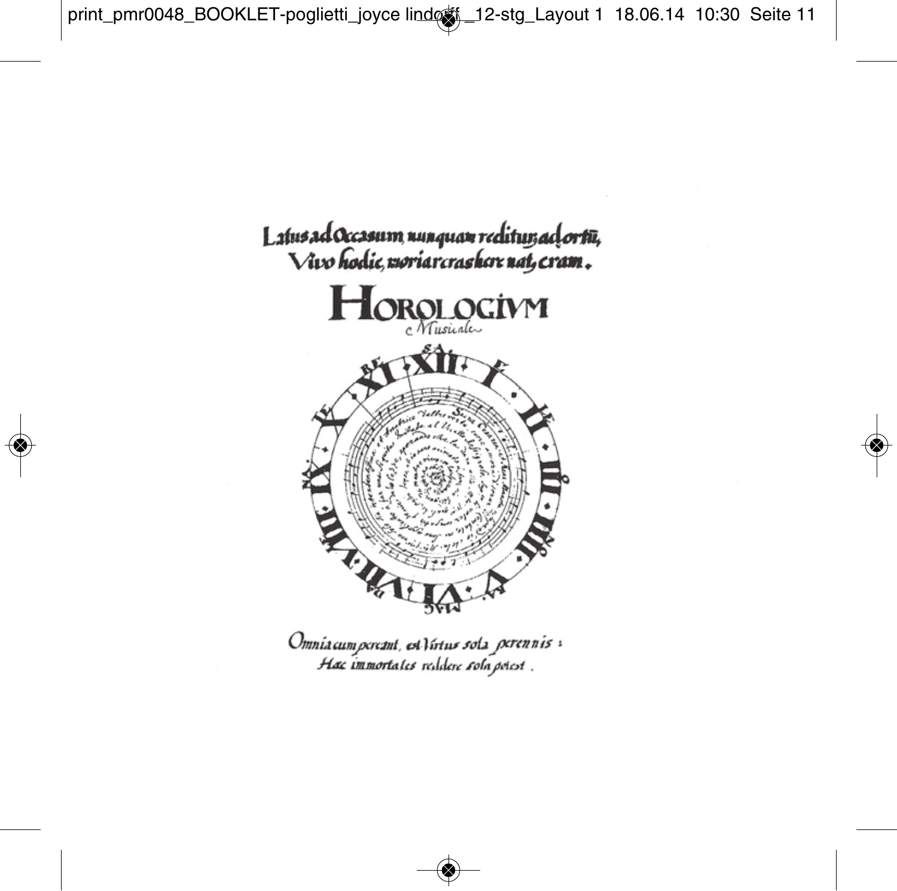Lætus ad Occasum, nunquam rediturus ad ortū,
Vivo hodie, moriar cras, heri natus eram.

# HOROLOGIVM

Musicale

Omnia cum pereant, est Virtus sola perennis:
Hæc immortales reddere sola potest.